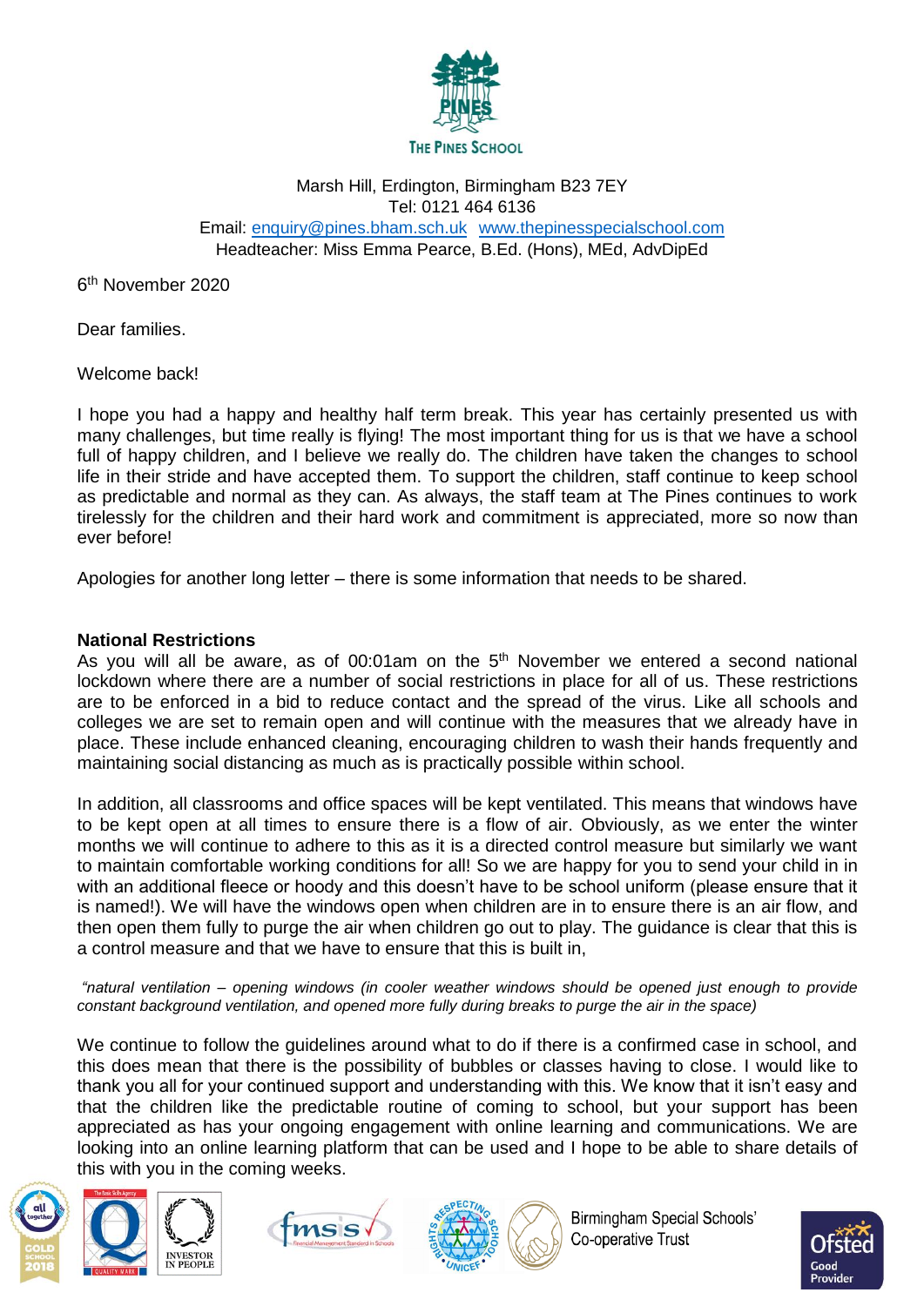THE PINES SCHOOL

Marsh Hill, Erdington, Birmingham B23 7EY
Tel: 0121 464 6136
Email: enquiry@pines.bham.sch.uk www.thepinesspecialschool.com
Headteacher: Miss Emma Pearce, B.Ed. (Hons), MEd, AdvDipEd

6th November 2020

Dear families.

Welcome back!

I hope you had a happy and healthy half term break. This year has certainly presented us with many challenges, but time really is flying! The most important thing for us is that we have a school full of happy children, and I believe we really do. The children have taken the changes to school life in their stride and have accepted them. To support the children, staff continue to keep school as predictable and normal as they can. As always, the staff team at The Pines continues to work tirelessly for the children and their hard work and commitment is appreciated, more so now than ever before!

Apologies for another long letter – there is some information that needs to be shared.

**National Restrictions**

As you will all be aware, as of 00:01am on the 5th November we entered a second national lockdown where there are a number of social restrictions in place for all of us. These restrictions are to be enforced in a bid to reduce contact and the spread of the virus. Like all schools and colleges we are set to remain open and will continue with the measures that we already have in place. These include enhanced cleaning, encouraging children to wash their hands frequently and maintaining social distancing as much as is practically possible within school.

In addition, all classrooms and office spaces will be kept ventilated. This means that windows have to be kept open at all times to ensure there is a flow of air. Obviously, as we enter the winter months we will continue to adhere to this as it is a directed control measure but similarly we want to maintain comfortable working conditions for all! So we are happy for you to send your child in in with an additional fleece or hoody and this doesn't have to be school uniform (please ensure that it is named!). We will have the windows open when children are in to ensure there is an air flow, and then open them fully to purge the air when children go out to play. The guidance is clear that this is a control measure and that we have to ensure that this is built in,

*"natural ventilation – opening windows (in cooler weather windows should be opened just enough to provide constant background ventilation, and opened more fully during breaks to purge the air in the space)*

We continue to follow the guidelines around what to do if there is a confirmed case in school, and this does mean that there is the possibility of bubbles or classes having to close. I would like to thank you all for your continued support and understanding with this. We know that it isn't easy and that the children like the predictable routine of coming to school, but your support has been appreciated as has your ongoing engagement with online learning and communications. We are looking into an online learning platform that can be used and I hope to be able to share details of this with you in the coming weeks.

Birmingham Special Schools' Co-operative Trust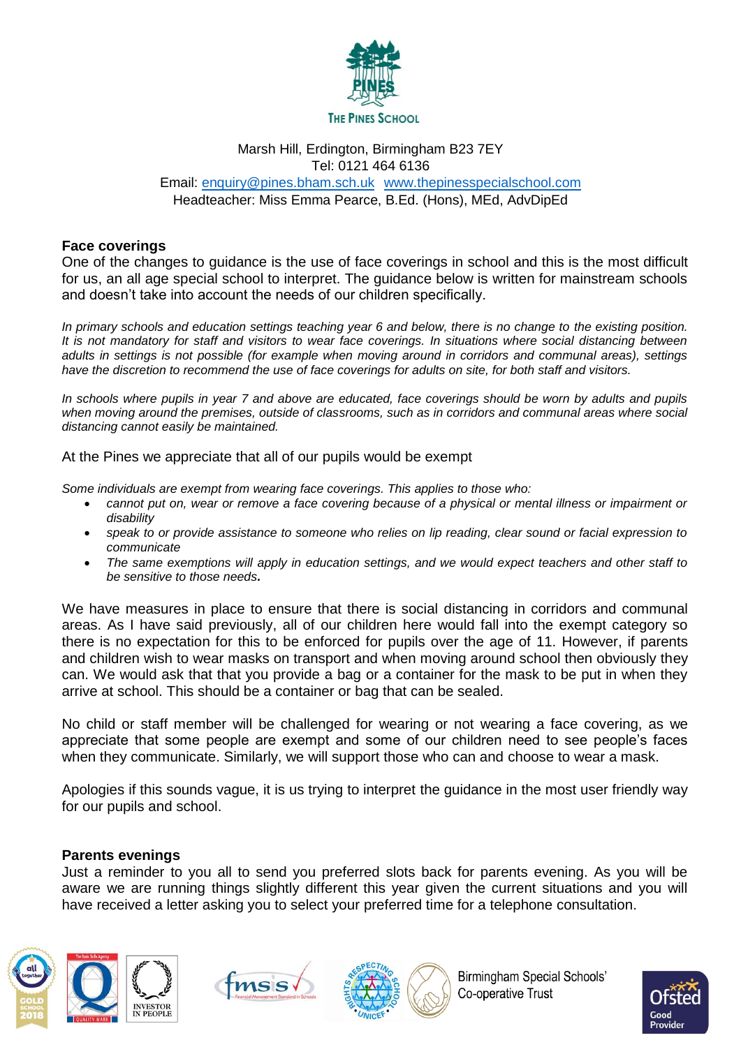THE PINES SCHOOL

Marsh Hill, Erdington, Birmingham B23 7EY
Tel: 0121 464 6136
Email: enquiry@pines.bham.sch.uk www.thepinesspecialschool.com
Headteacher: Miss Emma Pearce, B.Ed. (Hons), MEd, AdvDipEd

**Face coverings**

One of the changes to guidance is the use of face coverings in school and this is the most difficult for us, an all age special school to interpret. The guidance below is written for mainstream schools and doesn't take into account the needs of our children specifically.

*In primary schools and education settings teaching year 6 and below, there is no change to the existing position. It is not mandatory for staff and visitors to wear face coverings. In situations where social distancing between adults in settings is not possible (for example when moving around in corridors and communal areas), settings have the discretion to recommend the use of face coverings for adults on site, for both staff and visitors.*

*In schools where pupils in year 7 and above are educated, face coverings should be worn by adults and pupils when moving around the premises, outside of classrooms, such as in corridors and communal areas where social distancing cannot easily be maintained.*

At the Pines we appreciate that all of our pupils would be exempt

*Some individuals are exempt from wearing face coverings. This applies to those who:*

- *cannot put on, wear or remove a face covering because of a physical or mental illness or impairment or disability*
- *speak to or provide assistance to someone who relies on lip reading, clear sound or facial expression to communicate*
- *The same exemptions will apply in education settings, and we would expect teachers and other staff to be sensitive to those needs.*

We have measures in place to ensure that there is social distancing in corridors and communal areas. As I have said previously, all of our children here would fall into the exempt category so there is no expectation for this to be enforced for pupils over the age of 11. However, if parents and children wish to wear masks on transport and when moving around school then obviously they can. We would ask that that you provide a bag or a container for the mask to be put in when they arrive at school. This should be a container or bag that can be sealed.

No child or staff member will be challenged for wearing or not wearing a face covering, as we appreciate that some people are exempt and some of our children need to see people's faces when they communicate. Similarly, we will support those who can and choose to wear a mask.

Apologies if this sounds vague, it is us trying to interpret the guidance in the most user friendly way for our pupils and school.

**Parents evenings**

Just a reminder to you all to send you preferred slots back for parents evening. As you will be aware we are running things slightly different this year given the current situations and you will have received a letter asking you to select your preferred time for a telephone consultation.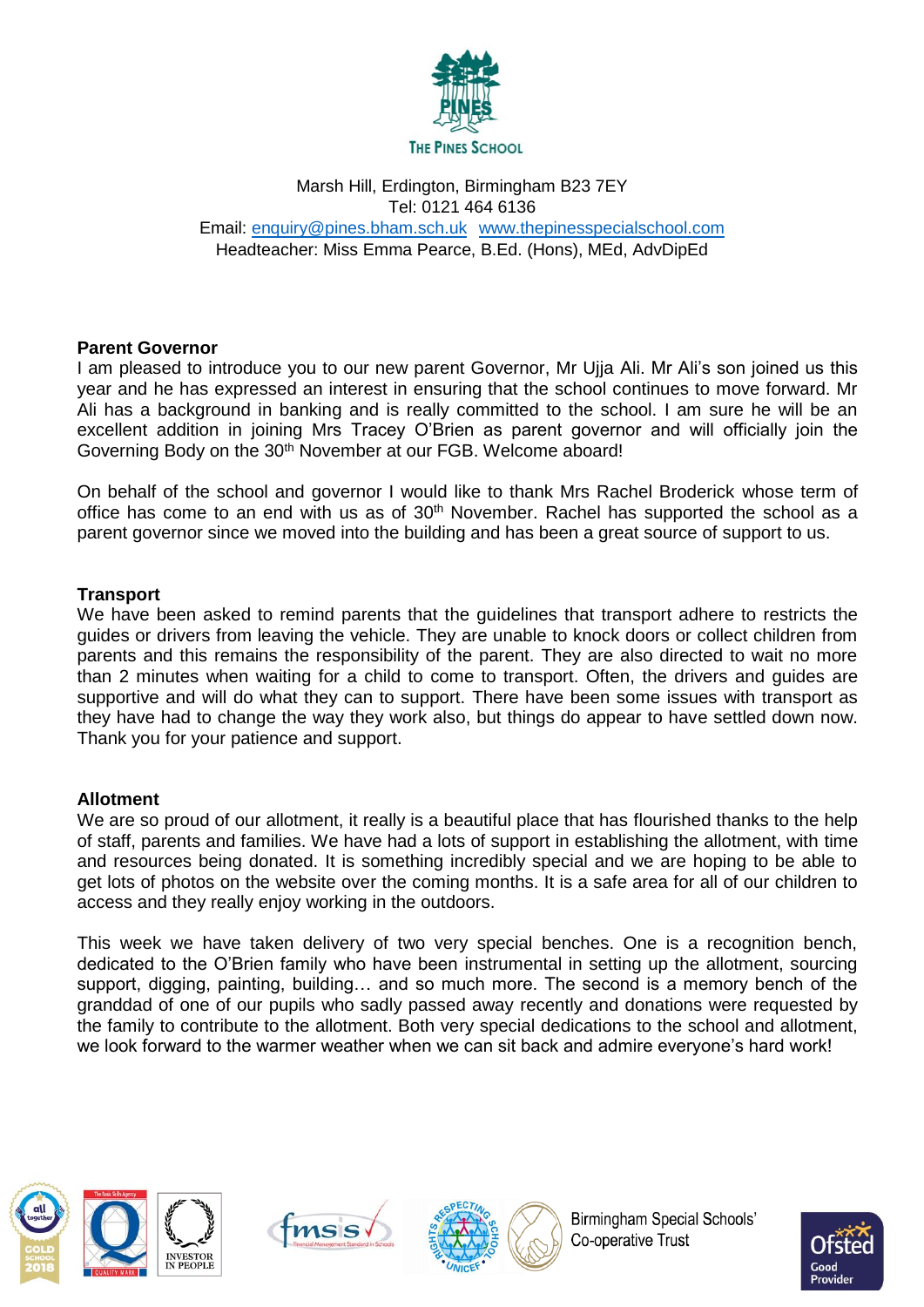THE PINES SCHOOL

Marsh Hill, Erdington, Birmingham B23 7EY
Tel: 0121 464 6136
Email: enquiry@pines.bham.sch.uk  www.thepinesspecialschool.com
Headteacher: Miss Emma Pearce, B.Ed. (Hons), MEd, AdvDipEd

**Parent Governor**

I am pleased to introduce you to our new parent Governor, Mr Ujja Ali. Mr Ali's son joined us this year and he has expressed an interest in ensuring that the school continues to move forward. Mr Ali has a background in banking and is really committed to the school. I am sure he will be an excellent addition in joining Mrs Tracey O'Brien as parent governor and will officially join the Governing Body on the 30th November at our FGB. Welcome aboard!

On behalf of the school and governor I would like to thank Mrs Rachel Broderick whose term of office has come to an end with us as of 30th November. Rachel has supported the school as a parent governor since we moved into the building and has been a great source of support to us.

**Transport**

We have been asked to remind parents that the guidelines that transport adhere to restricts the guides or drivers from leaving the vehicle. They are unable to knock doors or collect children from parents and this remains the responsibility of the parent. They are also directed to wait no more than 2 minutes when waiting for a child to come to transport. Often, the drivers and guides are supportive and will do what they can to support. There have been some issues with transport as they have had to change the way they work also, but things do appear to have settled down now. Thank you for your patience and support.

**Allotment**

We are so proud of our allotment, it really is a beautiful place that has flourished thanks to the help of staff, parents and families. We have had a lots of support in establishing the allotment, with time and resources being donated. It is something incredibly special and we are hoping to be able to get lots of photos on the website over the coming months. It is a safe area for all of our children to access and they really enjoy working in the outdoors.

This week we have taken delivery of two very special benches. One is a recognition bench, dedicated to the O'Brien family who have been instrumental in setting up the allotment, sourcing support, digging, painting, building… and so much more. The second is a memory bench of the granddad of one of our pupils who sadly passed away recently and donations were requested by the family to contribute to the allotment. Both very special dedications to the school and allotment, we look forward to the warmer weather when we can sit back and admire everyone's hard work!

Birmingham Special Schools' Co-operative Trust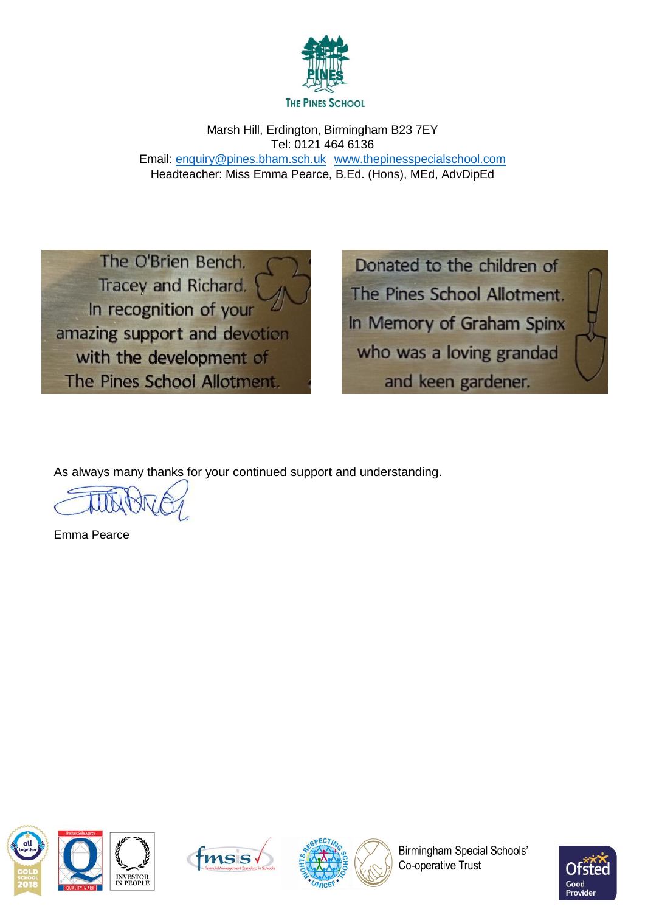THE PINES SCHOOL

Marsh Hill, Erdington, Birmingham B23 7EY
Tel: 0121 464 6136
Email: enquiry@pines.bham.sch.uk www.thepinesspecialschool.com
Headteacher: Miss Emma Pearce, B.Ed. (Hons), MEd, AdvDipEd

The O'Brien Bench.
Tracey and Richard.
In recognition of your
amazing support and devotion
with the development of
The Pines School Allotment.

Donated to the children of
The Pines School Allotment.
In Memory of Graham Spinx
who was a loving grandad
and keen gardener.

As always many thanks for your continued support and understanding.

Emma Pearce

Birmingham Special Schools' Co-operative Trust